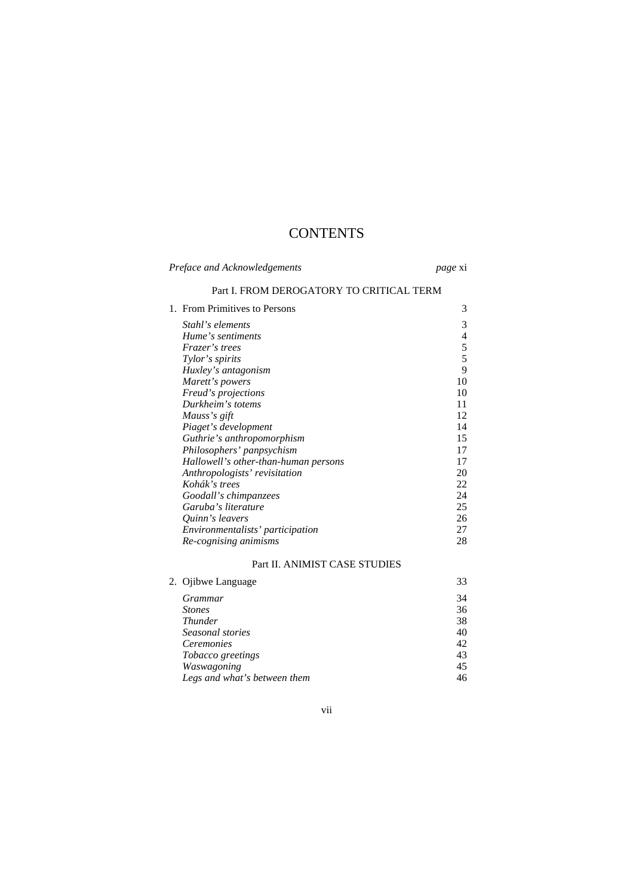# CONTENTS

| | |
|---|---|
| *Preface and Acknowledgements* | *page* xi |

## Part I. FROM DEROGATORY TO CRITICAL TERM

| | |
|---|---|
| 1. From Primitives to Persons | 3 |
| *Stahl's elements* | 3 |
| *Hume's sentiments* | 4 |
| *Frazer's trees* | 5 |
| *Tylor's spirits* | 5 |
| *Huxley's antagonism* | 9 |
| *Marett's powers* | 10 |
| *Freud's projections* | 10 |
| *Durkheim's totems* | 11 |
| *Mauss's gift* | 12 |
| *Piaget's development* | 14 |
| *Guthrie's anthropomorphism* | 15 |
| *Philosophers' panpsychism* | 17 |
| *Hallowell's other-than-human persons* | 17 |
| *Anthropologists' revisitation* | 20 |
| *Kohák's trees* | 22 |
| *Goodall's chimpanzees* | 24 |
| *Garuba's literature* | 25 |
| *Quinn's leavers* | 26 |
| *Environmentalists' participation* | 27 |
| *Re-cognising animisms* | 28 |

## Part II. ANIMIST CASE STUDIES

| | |
|---|---|
| 2. Ojibwe Language | 33 |
| *Grammar* | 34 |
| *Stones* | 36 |
| *Thunder* | 38 |
| *Seasonal stories* | 40 |
| *Ceremonies* | 42 |
| *Tobacco greetings* | 43 |
| *Waswagoning* | 45 |
| *Legs and what's between them* | 46 |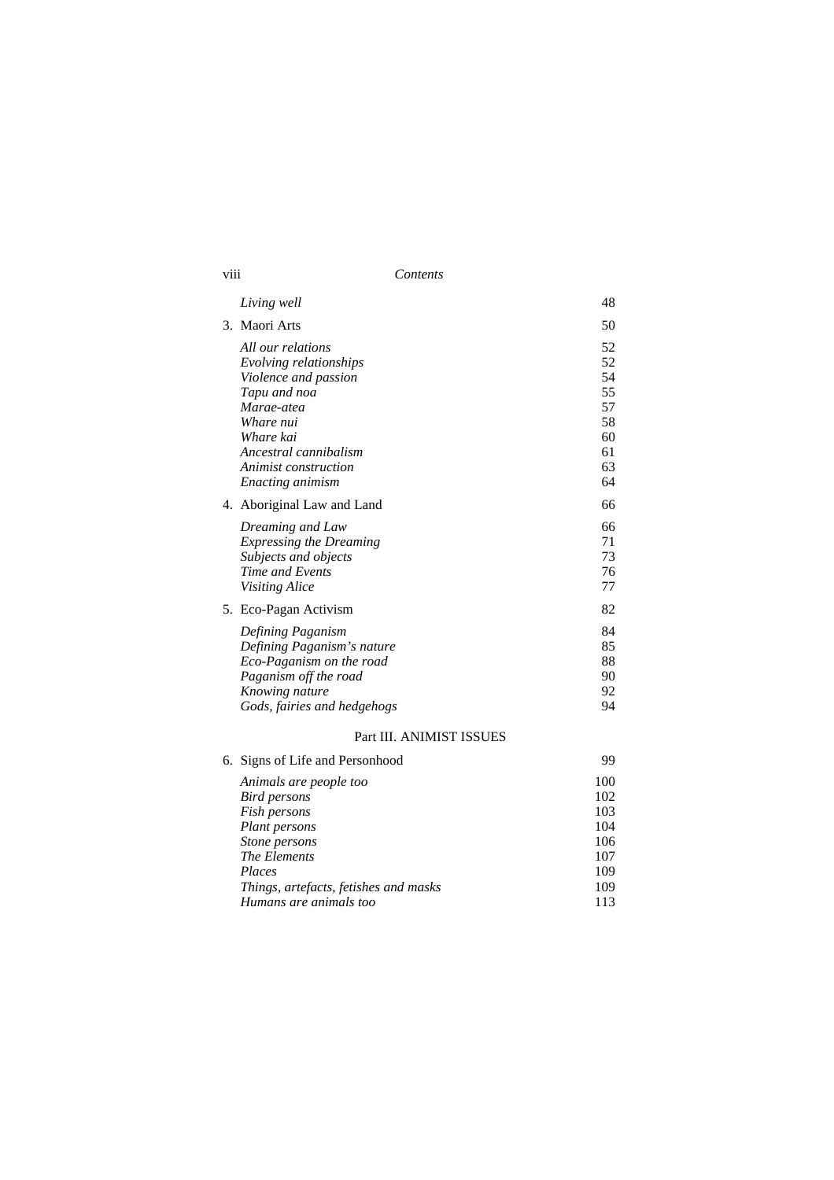*Living well* 48

3. Maori Arts 50

*All our relations* 52
*Evolving relationships* 52
*Violence and passion* 54
*Tapu and noa* 55
*Marae-atea* 57
*Whare nui* 58
*Whare kai* 60
*Ancestral cannibalism* 61
*Animist construction* 63
*Enacting animism* 64

4. Aboriginal Law and Land 66

*Dreaming and Law* 66
*Expressing the Dreaming* 71
*Subjects and objects* 73
*Time and Events* 76
*Visiting Alice* 77

5. Eco-Pagan Activism 82

*Defining Paganism* 84
*Defining Paganism's nature* 85
*Eco-Paganism on the road* 88
*Paganism off the road* 90
*Knowing nature* 92
*Gods, fairies and hedgehogs* 94

## Part III. ANIMIST ISSUES

6. Signs of Life and Personhood 99

*Animals are people too* 100
*Bird persons* 102
*Fish persons* 103
*Plant persons* 104
*Stone persons* 106
*The Elements* 107
*Places* 109
*Things, artefacts, fetishes and masks* 109
*Humans are animals too* 113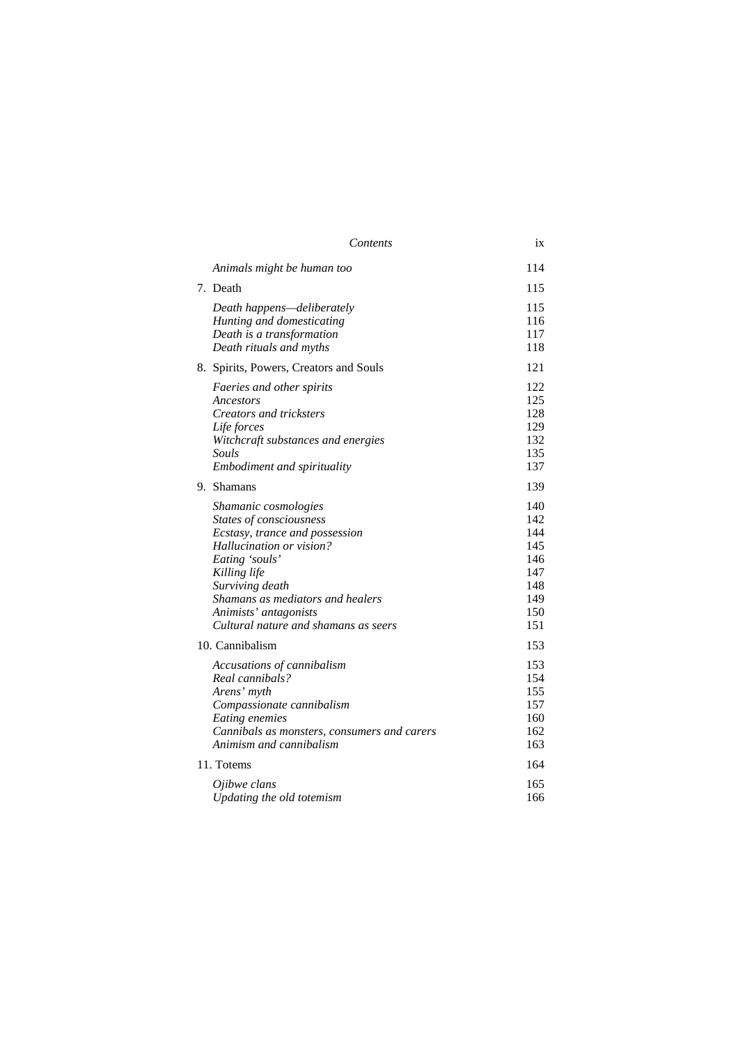| | |
|---|---|
| *Animals might be human too* | 114 |
| 7. Death | 115 |
| *Death happens—deliberately* | 115 |
| *Hunting and domesticating* | 116 |
| *Death is a transformation* | 117 |
| *Death rituals and myths* | 118 |
| 8. Spirits, Powers, Creators and Souls | 121 |
| *Faeries and other spirits* | 122 |
| *Ancestors* | 125 |
| *Creators and tricksters* | 128 |
| *Life forces* | 129 |
| *Witchcraft substances and energies* | 132 |
| *Souls* | 135 |
| *Embodiment and spirituality* | 137 |
| 9. Shamans | 139 |
| *Shamanic cosmologies* | 140 |
| *States of consciousness* | 142 |
| *Ecstasy, trance and possession* | 144 |
| *Hallucination or vision?* | 145 |
| *Eating 'souls'* | 146 |
| *Killing life* | 147 |
| *Surviving death* | 148 |
| *Shamans as mediators and healers* | 149 |
| *Animists' antagonists* | 150 |
| *Cultural nature and shamans as seers* | 151 |
| 10. Cannibalism | 153 |
| *Accusations of cannibalism* | 153 |
| *Real cannibals?* | 154 |
| *Arens' myth* | 155 |
| *Compassionate cannibalism* | 157 |
| *Eating enemies* | 160 |
| *Cannibals as monsters, consumers and carers* | 162 |
| *Animism and cannibalism* | 163 |
| 11. Totems | 164 |
| *Ojibwe clans* | 165 |
| *Updating the old totemism* | 166 |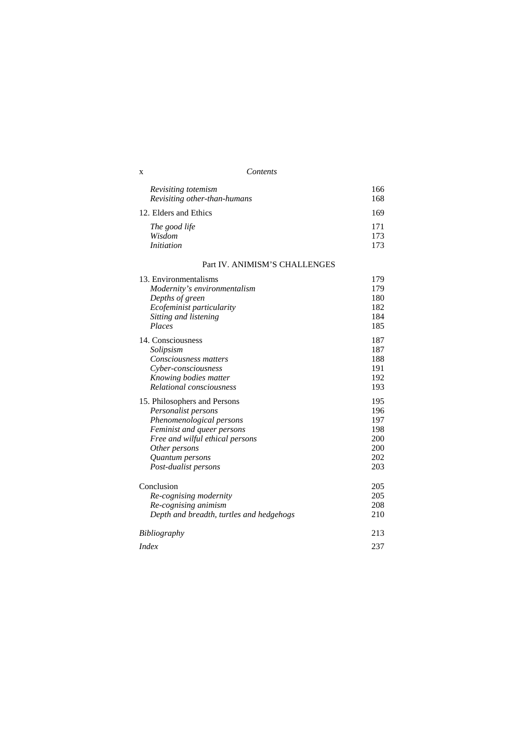*Revisiting totemism* 166
*Revisiting other-than-humans* 168

12. Elders and Ethics 169

*The good life* 171
*Wisdom* 173
*Initiation* 173

## Part IV. ANIMISM'S CHALLENGES

13. Environmentalisms 179
*Modernity's environmentalism* 179
*Depths of green* 180
*Ecofeminist particularity* 182
*Sitting and listening* 184
*Places* 185

14. Consciousness 187
*Solipsism* 187
*Consciousness matters* 188
*Cyber-consciousness* 191
*Knowing bodies matter* 192
*Relational consciousness* 193

15. Philosophers and Persons 195
*Personalist persons* 196
*Phenomenological persons* 197
*Feminist and queer persons* 198
*Free and wilful ethical persons* 200
*Other persons* 200
*Quantum persons* 202
*Post-dualist persons* 203

Conclusion 205
*Re-cognising modernity* 205
*Re-cognising animism* 208
*Depth and breadth, turtles and hedgehogs* 210

*Bibliography* 213

*Index* 237